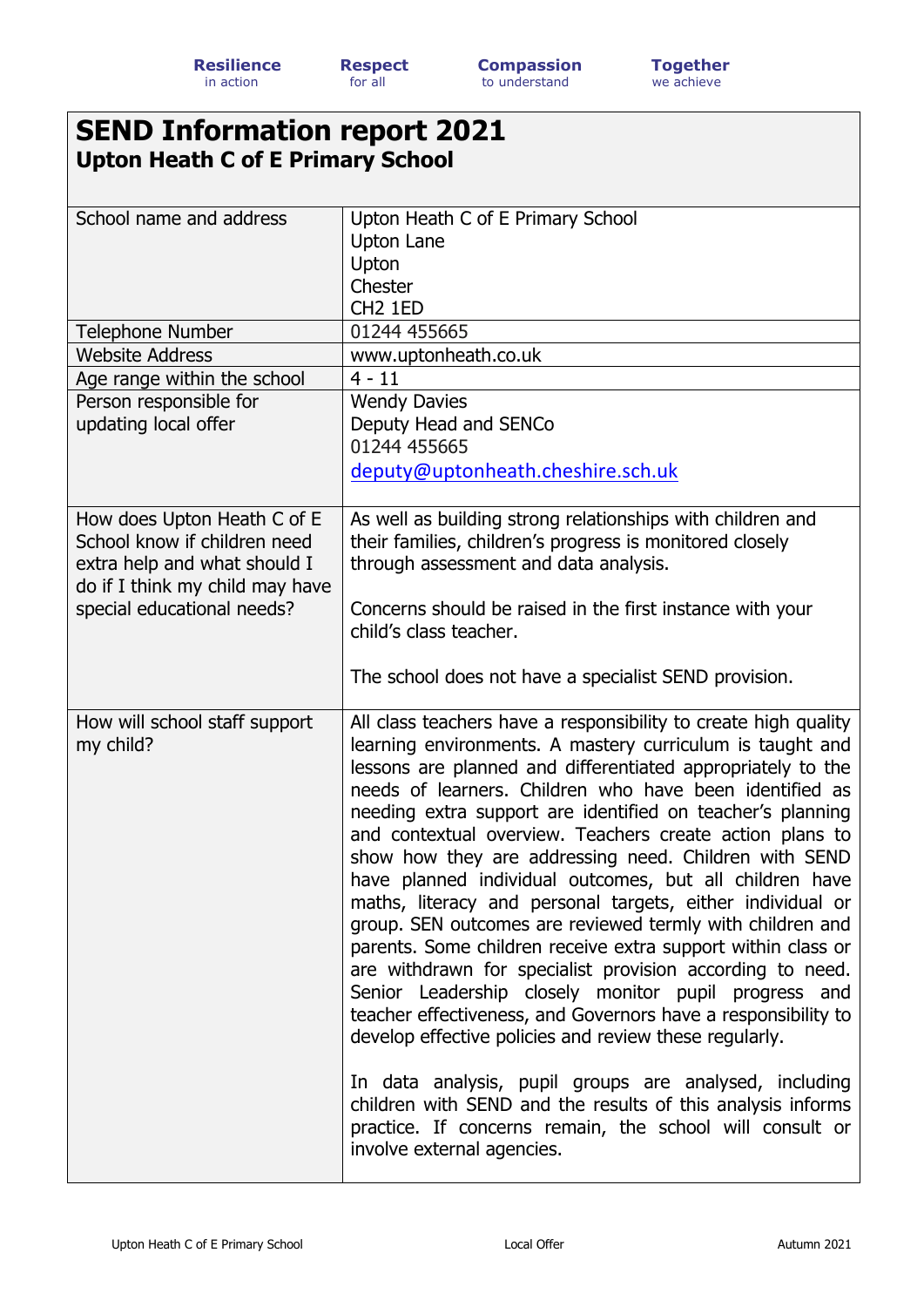**Resilience** in action | **Respect** for all | **Compassion** to understand | **Together** we achieve

# SEND Information report 2021
## Upton Heath C of E Primary School

| | |
|---|---|
| School name and address | Upton Heath C of E Primary School<br>Upton Lane<br>Upton<br>Chester<br>CH2 1ED |
| Telephone Number | 01244 455665 |
| Website Address | www.uptonheath.co.uk |
| Age range within the school | 4 - 11 |
| Person responsible for updating local offer | Wendy Davies<br>Deputy Head and SENCo<br>01244 455665<br>deputy@uptonheath.cheshire.sch.uk |
| How does Upton Heath C of E School know if children need extra help and what should I do if I think my child may have special educational needs? | As well as building strong relationships with children and their families, children's progress is monitored closely through assessment and data analysis.<br><br>Concerns should be raised in the first instance with your child's class teacher.<br><br>The school does not have a specialist SEND provision. |
| How will school staff support my child? | All class teachers have a responsibility to create high quality learning environments. A mastery curriculum is taught and lessons are planned and differentiated appropriately to the needs of learners. Children who have been identified as needing extra support are identified on teacher's planning and contextual overview. Teachers create action plans to show how they are addressing need. Children with SEND have planned individual outcomes, but all children have maths, literacy and personal targets, either individual or group. SEN outcomes are reviewed termly with children and parents. Some children receive extra support within class or are withdrawn for specialist provision according to need. Senior Leadership closely monitor pupil progress and teacher effectiveness, and Governors have a responsibility to develop effective policies and review these regularly.<br><br>In data analysis, pupil groups are analysed, including children with SEND and the results of this analysis informs practice. If concerns remain, the school will consult or involve external agencies. |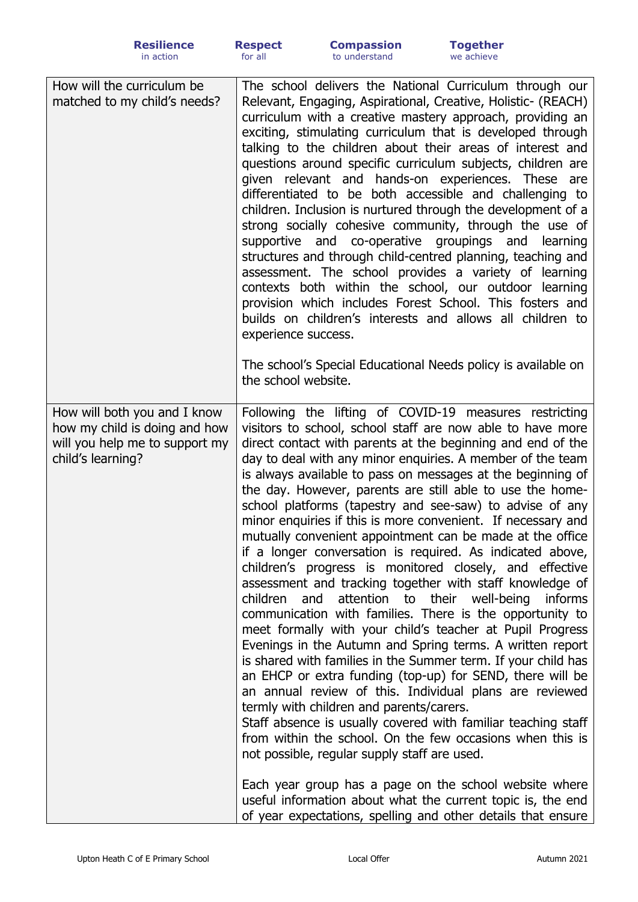| | |
|---|---|
| How will the curriculum be matched to my child's needs? | The school delivers the National Curriculum through our Relevant, Engaging, Aspirational, Creative, Holistic- (REACH) curriculum with a creative mastery approach, providing an exciting, stimulating curriculum that is developed through talking to the children about their areas of interest and questions around specific curriculum subjects, children are given relevant and hands-on experiences. These are differentiated to be both accessible and challenging to children. Inclusion is nurtured through the development of a strong socially cohesive community, through the use of supportive and co-operative groupings and learning structures and through child-centred planning, teaching and assessment. The school provides a variety of learning contexts both within the school, our outdoor learning provision which includes Forest School. This fosters and builds on children's interests and allows all children to experience success.<br><br>The school's Special Educational Needs policy is available on the school website. |
| How will both you and I know how my child is doing and how will you help me to support my child's learning? | Following the lifting of COVID-19 measures restricting visitors to school, school staff are now able to have more direct contact with parents at the beginning and end of the day to deal with any minor enquiries. A member of the team is always available to pass on messages at the beginning of the day. However, parents are still able to use the home-school platforms (tapestry and see-saw) to advise of any minor enquiries if this is more convenient. If necessary and mutually convenient appointment can be made at the office if a longer conversation is required. As indicated above, children's progress is monitored closely, and effective assessment and tracking together with staff knowledge of children and attention to their well-being informs communication with families. There is the opportunity to meet formally with your child's teacher at Pupil Progress Evenings in the Autumn and Spring terms. A written report is shared with families in the Summer term. If your child has an EHCP or extra funding (top-up) for SEND, there will be an annual review of this. Individual plans are reviewed termly with children and parents/carers.<br>Staff absence is usually covered with familiar teaching staff from within the school. On the few occasions when this is not possible, regular supply staff are used.<br><br>Each year group has a page on the school website where useful information about what the current topic is, the end of year expectations, spelling and other details that ensure |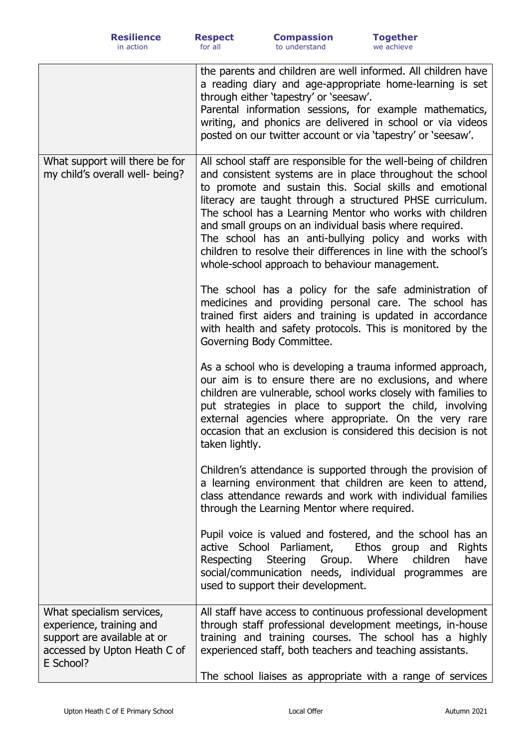| | |
|---|---|
| | the parents and children are well informed. All children have a reading diary and age-appropriate home-learning is set through either 'tapestry' or 'seesaw'.<br>Parental information sessions, for example mathematics, writing, and phonics are delivered in school or via videos posted on our twitter account or via 'tapestry' or 'seesaw'. |
| What support will there be for my child's overall well- being? | All school staff are responsible for the well-being of children and consistent systems are in place throughout the school to promote and sustain this. Social skills and emotional literacy are taught through a structured PHSE curriculum. The school has a Learning Mentor who works with children and small groups on an individual basis where required.<br>The school has an anti-bullying policy and works with children to resolve their differences in line with the school's whole-school approach to behaviour management.<br><br>The school has a policy for the safe administration of medicines and providing personal care. The school has trained first aiders and training is updated in accordance with health and safety protocols. This is monitored by the Governing Body Committee.<br><br>As a school who is developing a trauma informed approach, our aim is to ensure there are no exclusions, and where children are vulnerable, school works closely with families to put strategies in place to support the child, involving external agencies where appropriate. On the very rare occasion that an exclusion is considered this decision is not taken lightly.<br><br>Children's attendance is supported through the provision of a learning environment that children are keen to attend, class attendance rewards and work with individual families through the Learning Mentor where required.<br><br>Pupil voice is valued and fostered, and the school has an active School Parliament, Ethos group and Rights Respecting Steering Group. Where children have social/communication needs, individual programmes are used to support their development. |
| What specialism services, experience, training and support are available at or accessed by Upton Heath C of E School? | All staff have access to continuous professional development through staff professional development meetings, in-house training and training courses. The school has a highly experienced staff, both teachers and teaching assistants.<br><br>The school liaises as appropriate with a range of services |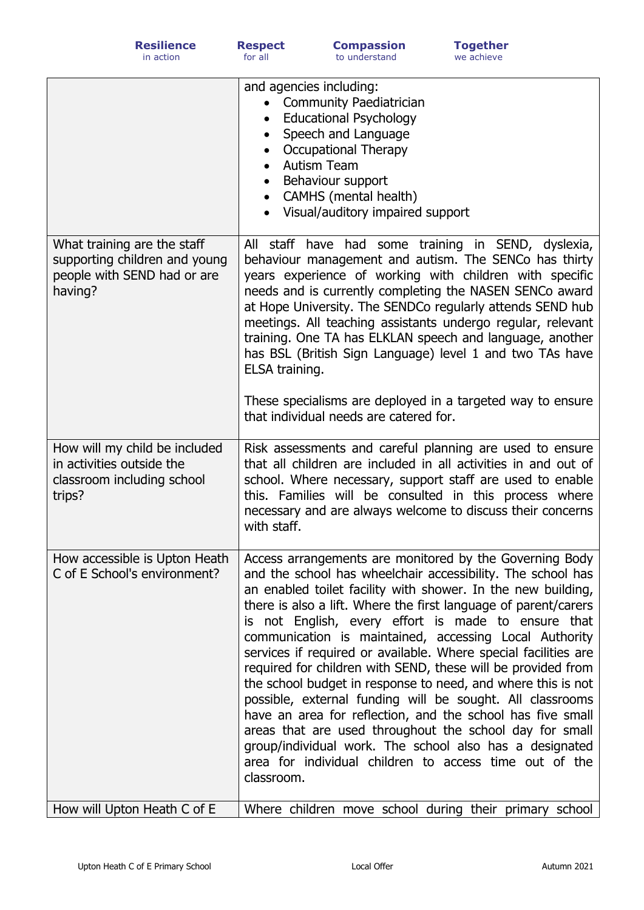| | |
|---|---|
| | and agencies including:<br>• Community Paediatrician<br>• Educational Psychology<br>• Speech and Language<br>• Occupational Therapy<br>• Autism Team<br>• Behaviour support<br>• CAMHS (mental health)<br>• Visual/auditory impaired support |
| What training are the staff supporting children and young people with SEND had or are having? | All staff have had some training in SEND, dyslexia, behaviour management and autism. The SENCo has thirty years experience of working with children with specific needs and is currently completing the NASEN SENCo award at Hope University. The SENDCo regularly attends SEND hub meetings. All teaching assistants undergo regular, relevant training. One TA has ELKLAN speech and language, another has BSL (British Sign Language) level 1 and two TAs have ELSA training.<br><br>These specialisms are deployed in a targeted way to ensure that individual needs are catered for. |
| How will my child be included in activities outside the classroom including school trips? | Risk assessments and careful planning are used to ensure that all children are included in all activities in and out of school. Where necessary, support staff are used to enable this. Families will be consulted in this process where necessary and are always welcome to discuss their concerns with staff. |
| How accessible is Upton Heath C of E School's environment? | Access arrangements are monitored by the Governing Body and the school has wheelchair accessibility. The school has an enabled toilet facility with shower. In the new building, there is also a lift. Where the first language of parent/carers is not English, every effort is made to ensure that communication is maintained, accessing Local Authority services if required or available. Where special facilities are required for children with SEND, these will be provided from the school budget in response to need, and where this is not possible, external funding will be sought. All classrooms have an area for reflection, and the school has five small areas that are used throughout the school day for small group/individual work. The school also has a designated area for individual children to access time out of the classroom. |
| How will Upton Heath C of E | Where children move school during their primary school |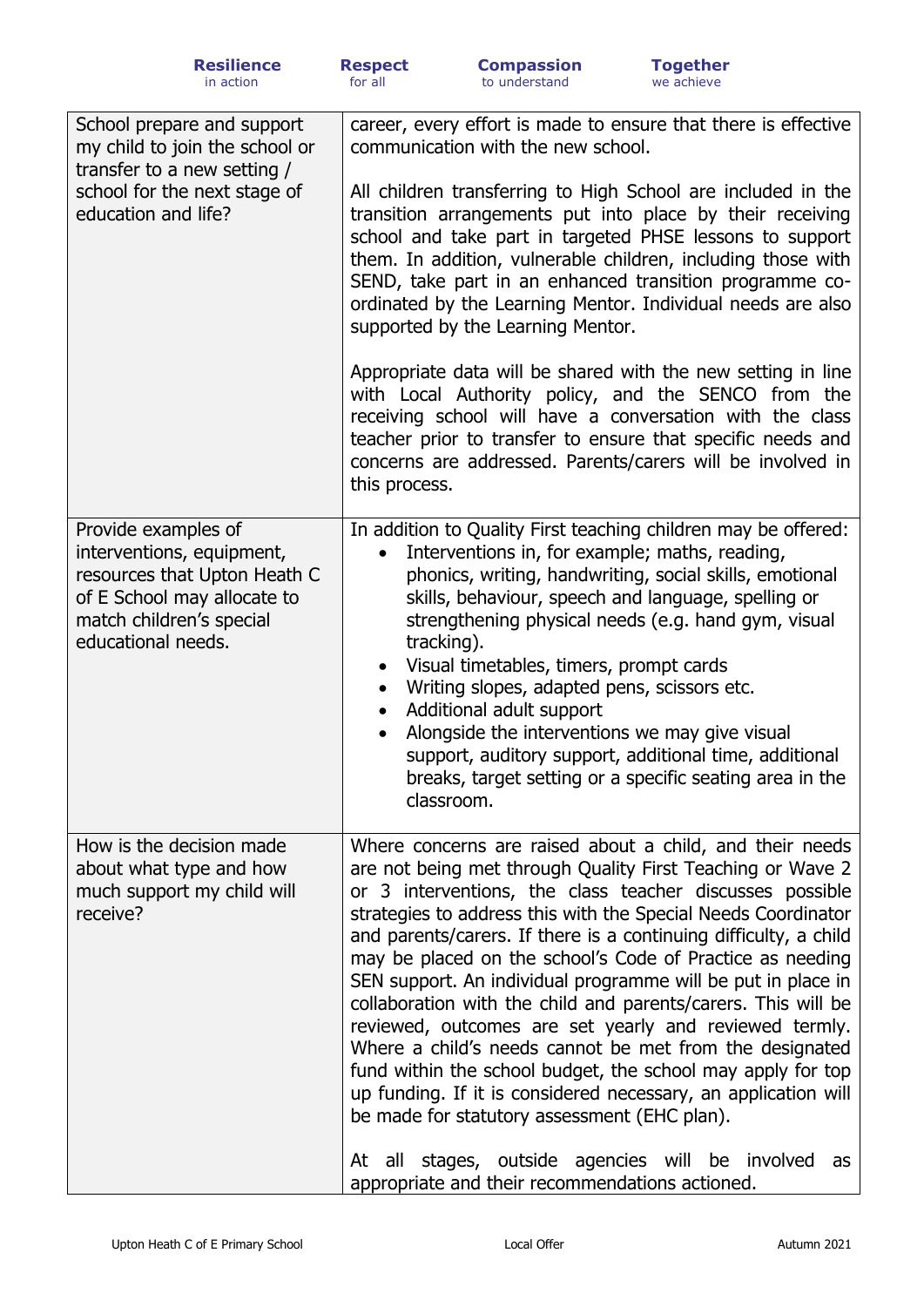| | |
|---|---|
| School prepare and support my child to join the school or transfer to a new setting / school for the next stage of education and life? | career, every effort is made to ensure that there is effective communication with the new school.<br><br>All children transferring to High School are included in the transition arrangements put into place by their receiving school and take part in targeted PHSE lessons to support them. In addition, vulnerable children, including those with SEND, take part in an enhanced transition programme co-ordinated by the Learning Mentor. Individual needs are also supported by the Learning Mentor.<br><br>Appropriate data will be shared with the new setting in line with Local Authority policy, and the SENCO from the receiving school will have a conversation with the class teacher prior to transfer to ensure that specific needs and concerns are addressed. Parents/carers will be involved in this process. |
| Provide examples of interventions, equipment, resources that Upton Heath C of E School may allocate to match children's special educational needs. | In addition to Quality First teaching children may be offered:<br>• Interventions in, for example; maths, reading, phonics, writing, handwriting, social skills, emotional skills, behaviour, speech and language, spelling or strengthening physical needs (e.g. hand gym, visual tracking).<br>• Visual timetables, timers, prompt cards<br>• Writing slopes, adapted pens, scissors etc.<br>• Additional adult support<br>• Alongside the interventions we may give visual support, auditory support, additional time, additional breaks, target setting or a specific seating area in the classroom. |
| How is the decision made about what type and how much support my child will receive? | Where concerns are raised about a child, and their needs are not being met through Quality First Teaching or Wave 2 or 3 interventions, the class teacher discusses possible strategies to address this with the Special Needs Coordinator and parents/carers. If there is a continuing difficulty, a child may be placed on the school's Code of Practice as needing SEN support. An individual programme will be put in place in collaboration with the child and parents/carers. This will be reviewed, outcomes are set yearly and reviewed termly. Where a child's needs cannot be met from the designated fund within the school budget, the school may apply for top up funding. If it is considered necessary, an application will be made for statutory assessment (EHC plan).<br><br>At all stages, outside agencies will be involved as appropriate and their recommendations actioned. |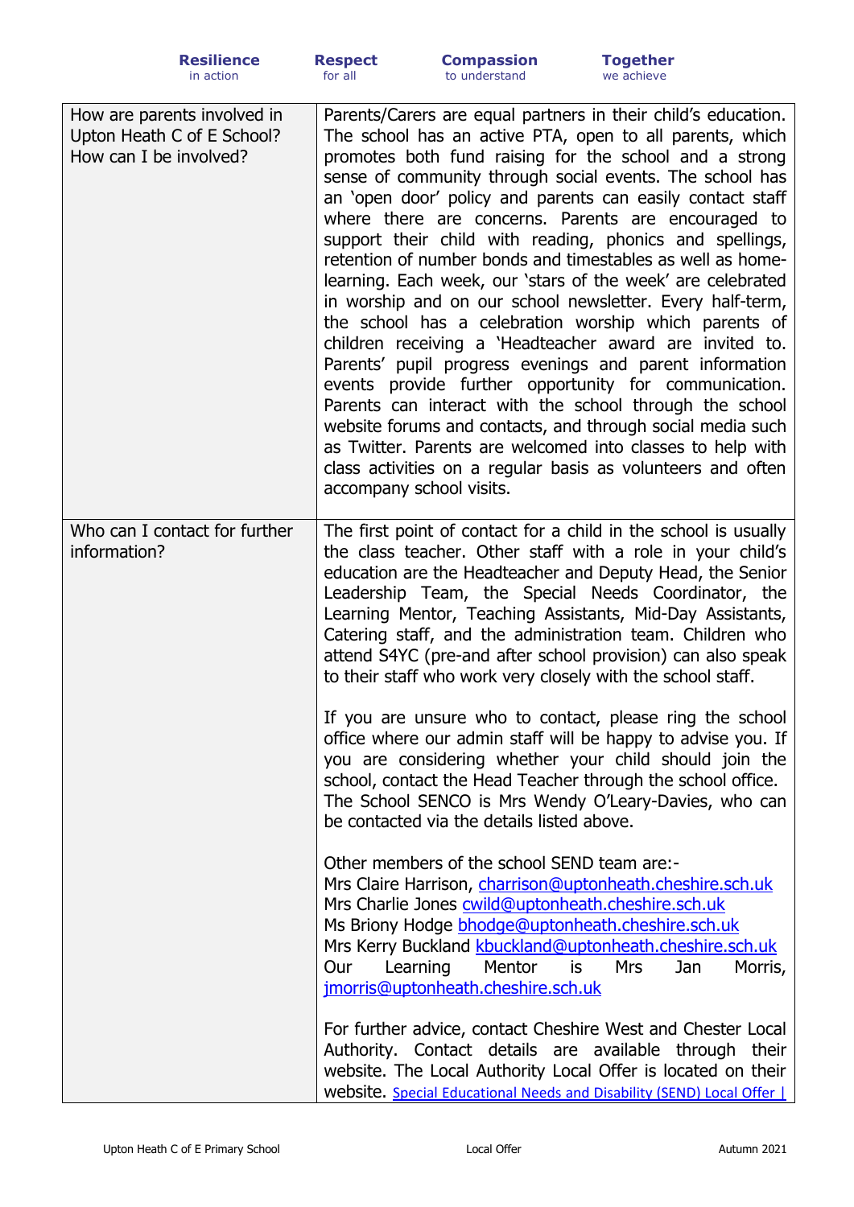| | |
|---|---|
| How are parents involved in Upton Heath C of E School? How can I be involved? | Parents/Carers are equal partners in their child's education. The school has an active PTA, open to all parents, which promotes both fund raising for the school and a strong sense of community through social events. The school has an 'open door' policy and parents can easily contact staff where there are concerns. Parents are encouraged to support their child with reading, phonics and spellings, retention of number bonds and timestables as well as home-learning. Each week, our 'stars of the week' are celebrated in worship and on our school newsletter. Every half-term, the school has a celebration worship which parents of children receiving a 'Headteacher award are invited to. Parents' pupil progress evenings and parent information events provide further opportunity for communication. Parents can interact with the school through the school website forums and contacts, and through social media such as Twitter. Parents are welcomed into classes to help with class activities on a regular basis as volunteers and often accompany school visits. |
| Who can I contact for further information? | The first point of contact for a child in the school is usually the class teacher. Other staff with a role in your child's education are the Headteacher and Deputy Head, the Senior Leadership Team, the Special Needs Coordinator, the Learning Mentor, Teaching Assistants, Mid-Day Assistants, Catering staff, and the administration team. Children who attend S4YC (pre-and after school provision) can also speak to their staff who work very closely with the school staff.<br><br>If you are unsure who to contact, please ring the school office where our admin staff will be happy to advise you. If you are considering whether your child should join the school, contact the Head Teacher through the school office. The School SENCO is Mrs Wendy O'Leary-Davies, who can be contacted via the details listed above.<br><br>Other members of the school SEND team are:-<br>Mrs Claire Harrison, charrison@uptonheath.cheshire.sch.uk<br>Mrs Charlie Jones cwild@uptonheath.cheshire.sch.uk<br>Ms Briony Hodge bhodge@uptonheath.cheshire.sch.uk<br>Mrs Kerry Buckland kbuckland@uptonheath.cheshire.sch.uk<br>Our Learning Mentor is Mrs Jan Morris, jmorris@uptonheath.cheshire.sch.uk<br><br>For further advice, contact Cheshire West and Chester Local Authority. Contact details are available through their website. The Local Authority Local Offer is located on their website. Special Educational Needs and Disability (SEND) Local Offer \| |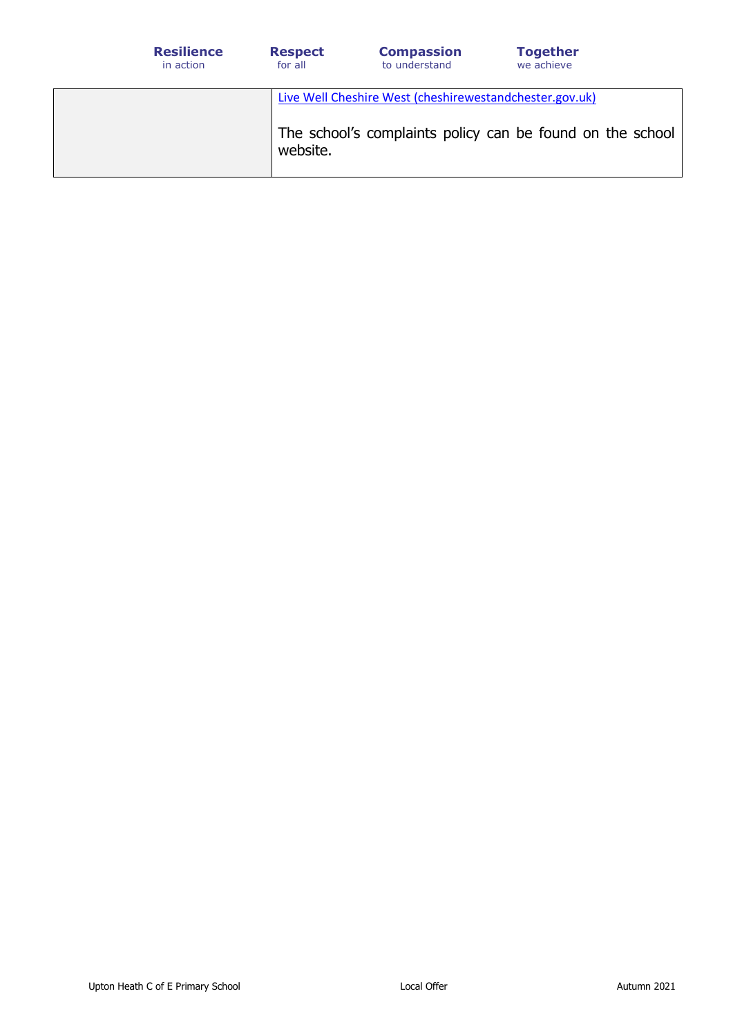| | |
|---|---|
| | Live Well Cheshire West (cheshirewestandchester.gov.uk)<br><br>The school's complaints policy can be found on the school website. |